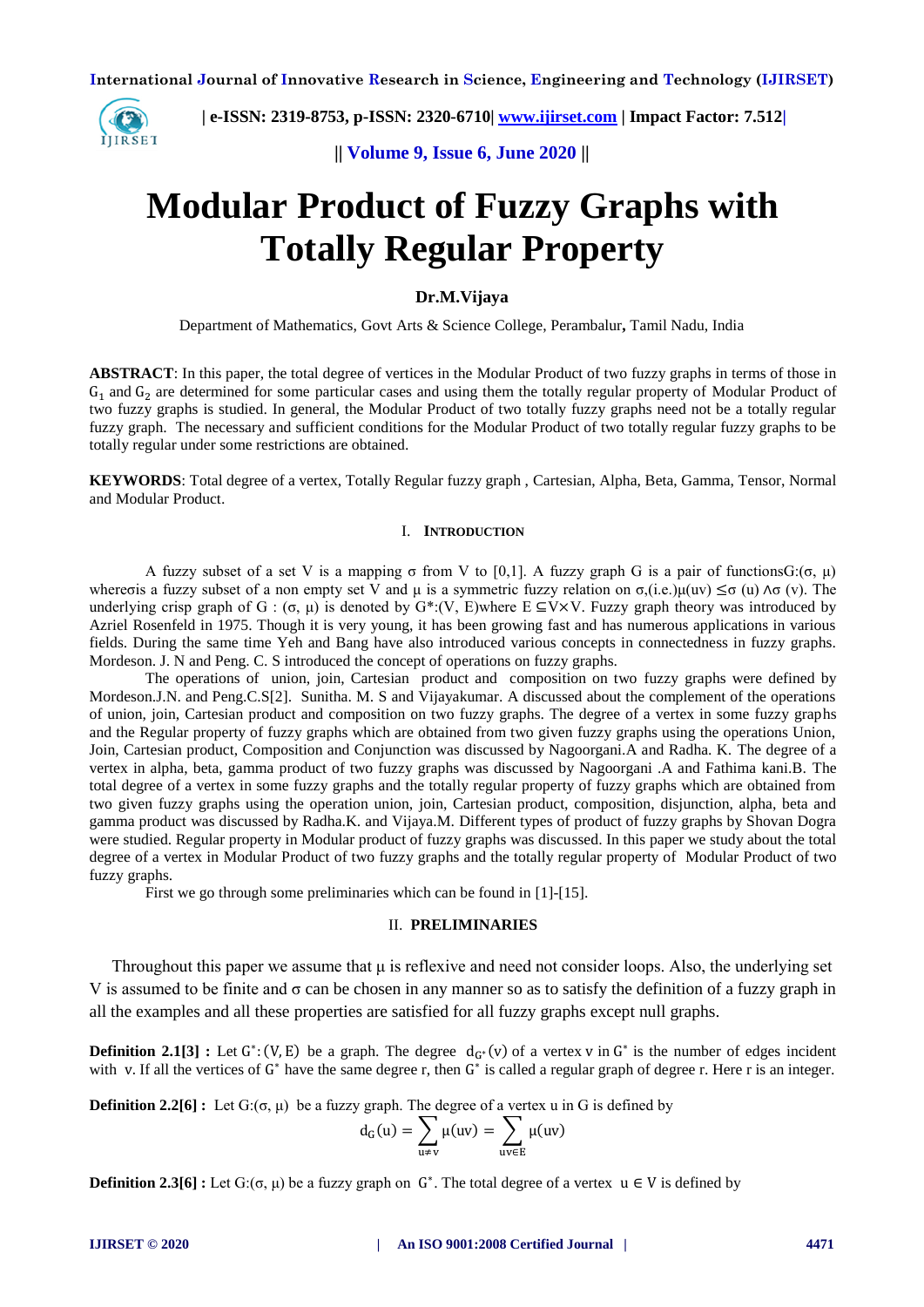# Modular Product of Fuzzy Graphs with Totally Regular Property

**Dr.M.Vijaya**

Department of Mathematics, Govt Arts & Science College, Perambalur, Tamil Nadu, India

**ABSTRACT**: In this paper, the total degree of vertices in the Modular Product of two fuzzy graphs in terms of those in $G_1$ and $G_2$ are determined for some particular cases and using them the totally regular property of Modular Product of two fuzzy graphs is studied. In general, the Modular Product of two totally fuzzy graphs need not be a totally regular fuzzy graph. The necessary and sufficient conditions for the Modular Product of two totally regular fuzzy graphs to be totally regular under some restrictions are obtained.

**KEYWORDS**: Total degree of a vertex, Totally Regular fuzzy graph , Cartesian, Alpha, Beta, Gamma, Tensor, Normal and Modular Product.

## I. INTRODUCTION

A fuzzy subset of a set V is a mapping σ from V to [0,1]. A fuzzy graph G is a pair of functionsG:(σ, μ) whereσis a fuzzy subset of a non empty set V and μ is a symmetric fuzzy relation on σ,(i.e.)μ(uv) ≤σ (u) ∧σ (v). The underlying crisp graph of G : (σ, μ) is denoted by G*:(V, E)where E ⊆V×V. Fuzzy graph theory was introduced by Azriel Rosenfeld in 1975. Though it is very young, it has been growing fast and has numerous applications in various fields. During the same time Yeh and Bang have also introduced various concepts in connectedness in fuzzy graphs. Mordeson. J. N and Peng. C. S introduced the concept of operations on fuzzy graphs.

The operations of union, join, Cartesian product and composition on two fuzzy graphs were defined by Mordeson.J.N. and Peng.C.S[2]. Sunitha. M. S and Vijayakumar. A discussed about the complement of the operations of union, join, Cartesian product and composition on two fuzzy graphs. The degree of a vertex in some fuzzy graphs and the Regular property of fuzzy graphs which are obtained from two given fuzzy graphs using the operations Union, Join, Cartesian product, Composition and Conjunction was discussed by Nagoorgani.A and Radha. K. The degree of a vertex in alpha, beta, gamma product of two fuzzy graphs was discussed by Nagoorgani .A and Fathima kani.B. The total degree of a vertex in some fuzzy graphs and the totally regular property of fuzzy graphs which are obtained from two given fuzzy graphs using the operation union, join, Cartesian product, composition, disjunction, alpha, beta and gamma product was discussed by Radha.K. and Vijaya.M. Different types of product of fuzzy graphs by Shovan Dogra were studied. Regular property in Modular product of fuzzy graphs was discussed. In this paper we study about the total degree of a vertex in Modular Product of two fuzzy graphs and the totally regular property of Modular Product of two fuzzy graphs.

First we go through some preliminaries which can be found in [1]-[15].

## II. PRELIMINARIES

Throughout this paper we assume that μ is reflexive and need not consider loops. Also, the underlying set V is assumed to be finite and σ can be chosen in any manner so as to satisfy the definition of a fuzzy graph in all the examples and all these properties are satisfied for all fuzzy graphs except null graphs.

**Definition 2.1[3] :** Let $G^*:(V,E)$ be a graph. The degree $d_{G^*}(v)$ of a vertex v in $G^*$ is the number of edges incident with v. If all the vertices of $G^*$ have the same degree r, then $G^*$ is called a regular graph of degree r. Here r is an integer.

**Definition 2.2[6] :** Let G:(σ, μ) be a fuzzy graph. The degree of a vertex u in G is defined by

$$d_G(u) = \sum_{u \neq v} \mu(uv) = \sum_{uv \in E} \mu(uv)$$

**Definition 2.3[6] :** Let G:(σ, μ) be a fuzzy graph on $G^*$. The total degree of a vertex $u \in V$ is defined by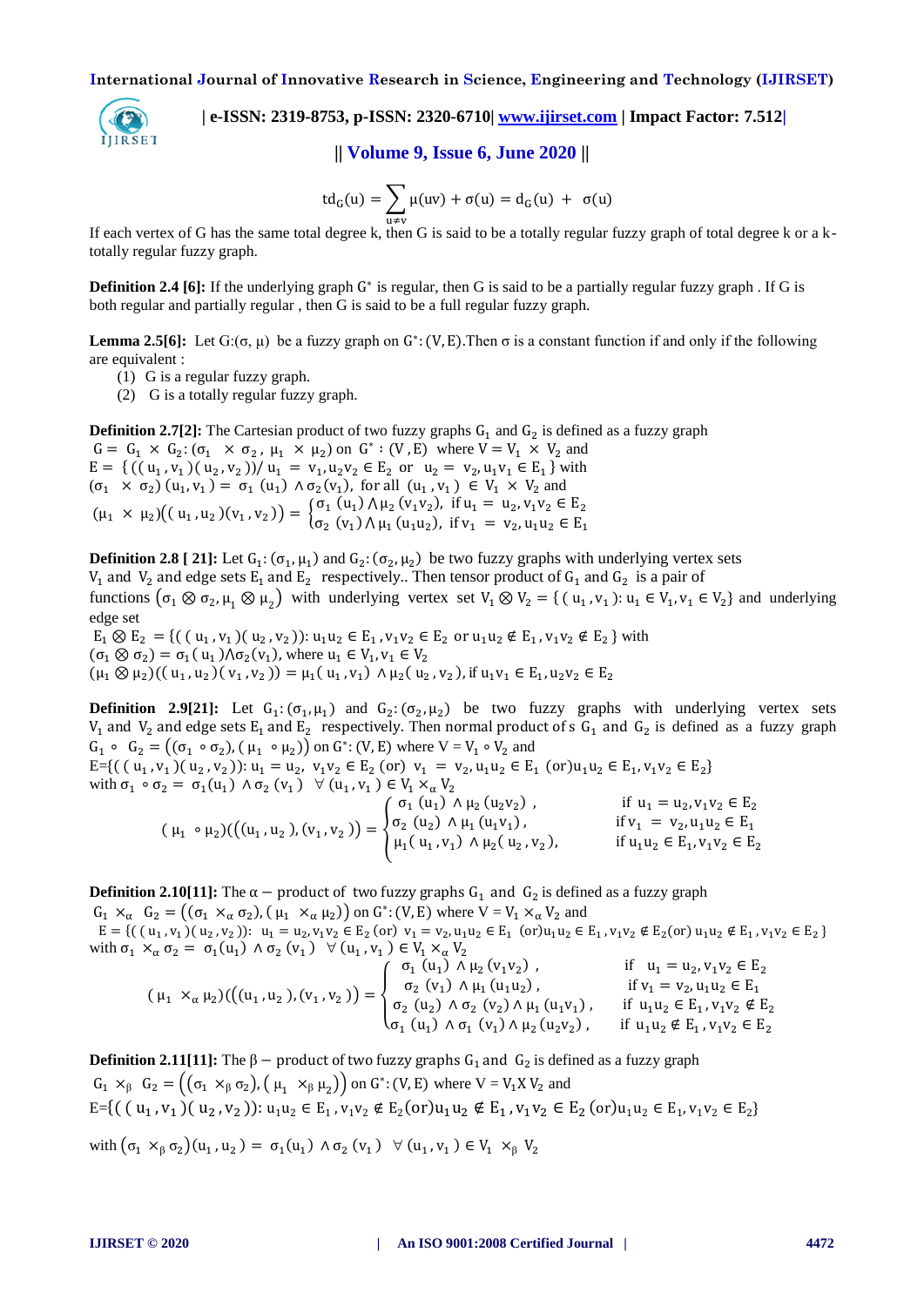$$td_G(u) = \sum_{u \neq v} \mu(uv) + \sigma(u) = d_G(u) + \sigma(u)$$

If each vertex of G has the same total degree k, then G is said to be a totally regular fuzzy graph of total degree k or a k-totally regular fuzzy graph.

**Definition 2.4 [6]:** If the underlying graph $G^*$ is regular, then G is said to be a partially regular fuzzy graph . If G is both regular and partially regular , then G is said to be a full regular fuzzy graph.

**Lemma 2.5[6]:** Let $G:(\sigma, \mu)$ be a fuzzy graph on $G^*:(V,E)$.Then $\sigma$ is a constant function if and only if the following are equivalent :

1. G is a regular fuzzy graph.
2. G is a totally regular fuzzy graph.

**Definition 2.7[2]:** The Cartesian product of two fuzzy graphs $G_1$ and $G_2$ is defined as a fuzzy graph $G = G_1 \times G_2 : (\sigma_1 \times \sigma_2, \mu_1 \times \mu_2)$ on $G^* : (V, E)$ where $V = V_1 \times V_2$ and $E = \{((u_1, v_1)(u_2, v_2)) / u_1 = v_1, u_2v_2 \in E_2$ or $u_2 = v_2, u_1v_1 \in E_1\}$ with $(\sigma_1 \times \sigma_2)(u_1, v_1) = \sigma_1(u_1) \wedge \sigma_2(v_1)$, for all $(u_1, v_1) \in V_1 \times V_2$ and

$$(\mu_1 \times \mu_2)((u_1, u_2)(v_1, v_2)) = \begin{cases} \sigma_1(u_1) \wedge \mu_2(v_1v_2), & \text{if } u_1 = u_2, v_1v_2 \in E_2 \\ \sigma_2(v_1) \wedge \mu_1(u_1u_2), & \text{if } v_1 = v_2, u_1u_2 \in E_1 \end{cases}$$

**Definition 2.8 [ 21]:** Let $G_1:(\sigma_1, \mu_1)$ and $G_2:(\sigma_2, \mu_2)$ be two fuzzy graphs with underlying vertex sets $V_1$ and $V_2$ and edge sets $E_1$ and $E_2$ respectively.. Then tensor product of $G_1$ and $G_2$ is a pair of functions $(\sigma_1 \otimes \sigma_2, \mu_1 \otimes \mu_2)$ with underlying vertex set $V_1 \otimes V_2 = \{(u_1, v_1): u_1 \in V_1, v_1 \in V_2\}$ and underlying edge set

$E_1 \otimes E_2 = \{((u_1, v_1)(u_2, v_2)): u_1u_2 \in E_1, v_1v_2 \in E_2$ or $u_1u_2 \notin E_1, v_1v_2 \notin E_2\}$ with

$(\sigma_1 \otimes \sigma_2) = \sigma_1(u_1) \wedge \sigma_2(v_1)$, where $u_1 \in V_1, v_1 \in V_2$

$(\mu_1 \otimes \mu_2)((u_1, u_2)(v_1, v_2)) = \mu_1(u_1, v_1) \wedge \mu_2(u_2, v_2)$, if $u_1v_1 \in E_1, u_2v_2 \in E_2$

**Definition 2.9[21]:** Let $G_1:(\sigma_1, \mu_1)$ and $G_2:(\sigma_2, \mu_2)$ be two fuzzy graphs with underlying vertex sets $V_1$ and $V_2$ and edge sets $E_1$ and $E_2$ respectively. Then normal product of s $G_1$ and $G_2$ is defined as a fuzzy graph $G_1 \circ G_2 = ((\sigma_1 \circ \sigma_2), (\mu_1 \circ \mu_2))$ on $G^*: (V, E)$ where $V = V_1 \circ V_2$ and

E=$\{((u_1, v_1)(u_2, v_2)): u_1 = u_2, v_1v_2 \in E_2$ (or) $v_1 = v_2, u_1u_2 \in E_1$ (or)$u_1u_2 \in E_1, v_1v_2 \in E_2\}$

with $\sigma_1 \circ \sigma_2 = \sigma_1(u_1) \wedge \sigma_2(v_1) \quad \forall (u_1, v_1) \in V_1 \times_\alpha V_2$

$$(\mu_1 \circ \mu_2)(((u_1, u_2), (v_1, v_2))) = \begin{cases} \sigma_1(u_1) \wedge \mu_2(u_2v_2), & \text{if } u_1 = u_2, v_1v_2 \in E_2 \\ \sigma_2(u_2) \wedge \mu_1(u_1v_1), & \text{if } v_1 = v_2, u_1u_2 \in E_1 \\ \mu_1(u_1, v_1) \wedge \mu_2(u_2, v_2), & \text{if } u_1u_2 \in E_1, v_1v_2 \in E_2 \end{cases}$$

**Definition 2.10[11]:** The $\alpha -$ product of two fuzzy graphs $G_1$ and $G_2$ is defined as a fuzzy graph $G_1 \times_\alpha G_2 = ((\sigma_1 \times_\alpha \sigma_2), (\mu_1 \times_\alpha \mu_2))$ on $G^*: (V, E)$ where $V = V_1 \times_\alpha V_2$ and

$E = \{((u_1, v_1)(u_2, v_2)): u_1 = u_2, v_1v_2 \in E_2$ (or) $v_1 = v_2, u_1u_2 \in E_1$ (or)$u_1u_2 \in E_1, v_1v_2 \notin E_2$(or) $u_1u_2 \notin E_1, v_1v_2 \in E_2\}$

with $\sigma_1 \times_\alpha \sigma_2 = \sigma_1(u_1) \wedge \sigma_2(v_1) \quad \forall (u_1, v_1) \in V_1 \times_\alpha V_2$

$$(\mu_1 \times_\alpha \mu_2)(((u_1, u_2), (v_1, v_2))) = \begin{cases} \sigma_1(u_1) \wedge \mu_2(v_1v_2), & \text{if } u_1 = u_2, v_1v_2 \in E_2 \\ \sigma_2(v_1) \wedge \mu_1(u_1u_2), & \text{if } v_1 = v_2, u_1u_2 \in E_1 \\ \sigma_2(u_2) \wedge \sigma_2(v_2) \wedge \mu_1(u_1v_1), & \text{if } u_1u_2 \in E_1, v_1v_2 \notin E_2 \\ \sigma_1(u_1) \wedge \sigma_1(v_1) \wedge \mu_2(u_2v_2), & \text{if } u_1u_2 \notin E_1, v_1v_2 \in E_2 \end{cases}$$

**Definition 2.11[11]:** The $\beta -$ product of two fuzzy graphs $G_1$and $G_2$ is defined as a fuzzy graph $G_1 \times_\beta G_2 = ((\sigma_1 \times_\beta \sigma_2), (\mu_1 \times_\beta \mu_2))$ on $G^*: (V, E)$ where $V = V_1 X V_2$ and

E=$\{((u_1, v_1)(u_2, v_2)): u_1u_2 \in E_1, v_1v_2 \notin E_2$(or)$u_1u_2 \notin E_1, v_1v_2 \in E_2$ (or)$u_1u_2 \in E_1, v_1v_2 \in E_2\}$

with $(\sigma_1 \times_\beta \sigma_2)(u_1, u_2) = \sigma_1(u_1) \wedge \sigma_2(v_1) \quad \forall (u_1, v_1) \in V_1 \times_\beta V_2$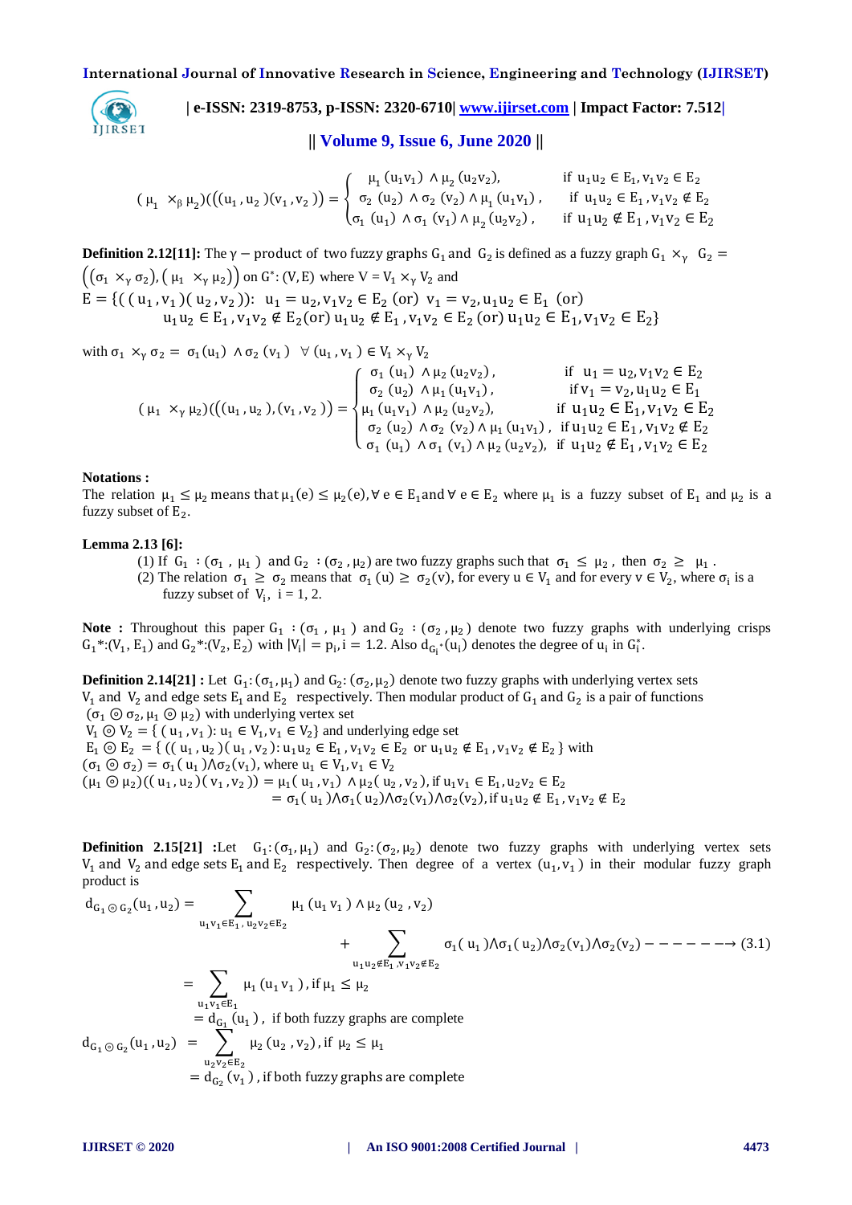$$(\mu_1 \times_\beta \mu_2)(((u_1, u_2)(v_1, v_2)) = \begin{cases} \mu_1(u_1v_1) \wedge \mu_2(u_2v_2), & \text{if } u_1u_2 \in E_1, v_1v_2 \in E_2 \\ \sigma_2(u_2) \wedge \sigma_2(v_2) \wedge \mu_1(u_1v_1), & \text{if } u_1u_2 \in E_1, v_1v_2 \notin E_2 \\ \sigma_1(u_1) \wedge \sigma_1(v_1) \wedge \mu_2(u_2v_2), & \text{if } u_1u_2 \notin E_1, v_1v_2 \in E_2 \end{cases}$$

**Definition 2.12[11]:** The $\gamma$ − product of two fuzzy graphs $G_1$ and $G_2$ is defined as a fuzzy graph $G_1 \times_\gamma G_2 = \big((\sigma_1 \times_\gamma \sigma_2), (\mu_1 \times_\gamma \mu_2)\big)$ on $G^*: (V, E)$ where $V = V_1 \times_\gamma V_2$ and

$E = \{((u_1, v_1)(u_2, v_2)): u_1 = u_2, v_1v_2 \in E_2$ (or) $v_1 = v_2, u_1u_2 \in E_1$ (or) $u_1u_2 \in E_1, v_1v_2 \notin E_2$ (or) $u_1u_2 \notin E_1, v_1v_2 \in E_2$ (or) $u_1u_2 \in E_1, v_1v_2 \in E_2\}$

with $\sigma_1 \times_\gamma \sigma_2 = \sigma_1(u_1) \wedge \sigma_2(v_1) \quad \forall (u_1, v_1) \in V_1 \times_\gamma V_2$

$$(\mu_1 \times_\gamma \mu_2)(((u_1, u_2), (v_1, v_2)) = \begin{cases} \sigma_1(u_1) \wedge \mu_2(u_2v_2), & \text{if } u_1 = u_2, v_1v_2 \in E_2 \\ \sigma_2(u_2) \wedge \mu_1(u_1v_1), & \text{if } v_1 = v_2, u_1u_2 \in E_1 \\ \mu_1(u_1v_1) \wedge \mu_2(u_2v_2), & \text{if } u_1u_2 \in E_1, v_1v_2 \in E_2 \\ \sigma_2(u_2) \wedge \sigma_2(v_2) \wedge \mu_1(u_1v_1), & \text{if } u_1u_2 \in E_1, v_1v_2 \notin E_2 \\ \sigma_1(u_1) \wedge \sigma_1(v_1) \wedge \mu_2(u_2v_2), & \text{if } u_1u_2 \notin E_1, v_1v_2 \in E_2 \end{cases}$$

**Notations :**

The relation $\mu_1 \le \mu_2$ means that $\mu_1(e) \le \mu_2(e), \forall\, e \in E_1$ and $\forall\, e \in E_2$ where $\mu_1$ is a fuzzy subset of $E_1$ and $\mu_2$ is a fuzzy subset of $E_2$.

**Lemma 2.13 [6]:**

(1) If $G_1 : (\sigma_1, \mu_1)$ and $G_2 : (\sigma_2, \mu_2)$ are two fuzzy graphs such that $\sigma_1 \le \mu_2$, then $\sigma_2 \ge \mu_1$.

(2) The relation $\sigma_1 \ge \sigma_2$ means that $\sigma_1(u) \ge \sigma_2(v)$, for every $u \in V_1$ and for every $v \in V_2$, where $\sigma_i$ is a fuzzy subset of $V_i$, $i = 1, 2$.

**Note :** Throughout this paper $G_1 : (\sigma_1, \mu_1)$ and $G_2 : (\sigma_2, \mu_2)$ denote two fuzzy graphs with underlying crisps $G_1^*: (V_1, E_1)$ and $G_2^*: (V_2, E_2)$ with $|V_i| = p_i, i = 1.2$. Also $d_{G_i^*}(u_i)$ denotes the degree of $u_i$ in $G_i^*$.

**Definition 2.14[21] :** Let $G_1: (\sigma_1, \mu_1)$ and $G_2: (\sigma_2, \mu_2)$ denote two fuzzy graphs with underlying vertex sets $V_1$ and $V_2$ and edge sets $E_1$ and $E_2$ respectively. Then modular product of $G_1$ and $G_2$ is a pair of functions $(\sigma_1 \circledcirc \sigma_2, \mu_1 \circledcirc \mu_2)$ with underlying vertex set

$V_1 \circledcirc V_2 = \{(u_1, v_1): u_1 \in V_1, v_1 \in V_2\}$ and underlying edge set

$E_1 \circledcirc E_2 = \{((u_1, u_2)(u_1, v_2): u_1u_2 \in E_1, v_1v_2 \in E_2$ or $u_1u_2 \notin E_1, v_1v_2 \notin E_2\}$ with

$(\sigma_1 \circledcirc \sigma_2) = \sigma_1(u_1) \wedge \sigma_2(v_1)$, where $u_1 \in V_1, v_1 \in V_2$

$(\mu_1 \circledcirc \mu_2)((u_1, u_2)(v_1, v_2)) = \mu_1(u_1, v_1) \wedge \mu_2(u_2, v_2)$, if $u_1v_1 \in E_1, u_2v_2 \in E_2$

$= \sigma_1(u_1) \wedge \sigma_1(u_2) \wedge \sigma_2(v_1) \wedge \sigma_2(v_2)$, if $u_1u_2 \notin E_1, v_1v_2 \notin E_2$

**Definition 2.15[21] :** Let $G_1: (\sigma_1, \mu_1)$ and $G_2: (\sigma_2, \mu_2)$ denote two fuzzy graphs with underlying vertex sets $V_1$ and $V_2$ and edge sets $E_1$ and $E_2$ respectively. Then degree of a vertex $(u_1, v_1)$ in their modular fuzzy graph product is

$$d_{G_1 \circledcirc G_2}(u_1, u_2) = \sum_{u_1v_1 \in E_1,\, u_2v_2 \in E_2} \mu_1(u_1v_1) \wedge \mu_2(u_2, v_2) + \sum_{u_1u_2 \notin E_1,\, v_1v_2 \notin E_2} \sigma_1(u_1) \wedge \sigma_1(u_2) \wedge \sigma_2(v_1) \wedge \sigma_2(v_2) \quad (3.1)$$

$$= \sum_{u_1v_1 \in E_1} \mu_1(u_1v_1), \text{ if } \mu_1 \le \mu_2$$

$= d_{G_1}(u_1)$, if both fuzzy graphs are complete

$$d_{G_1 \circledcirc G_2}(u_1, u_2) = \sum_{u_2v_2 \in E_2} \mu_2(u_2, v_2), \text{ if } \mu_2 \le \mu_1$$

$= d_{G_2}(v_1)$, if both fuzzy graphs are complete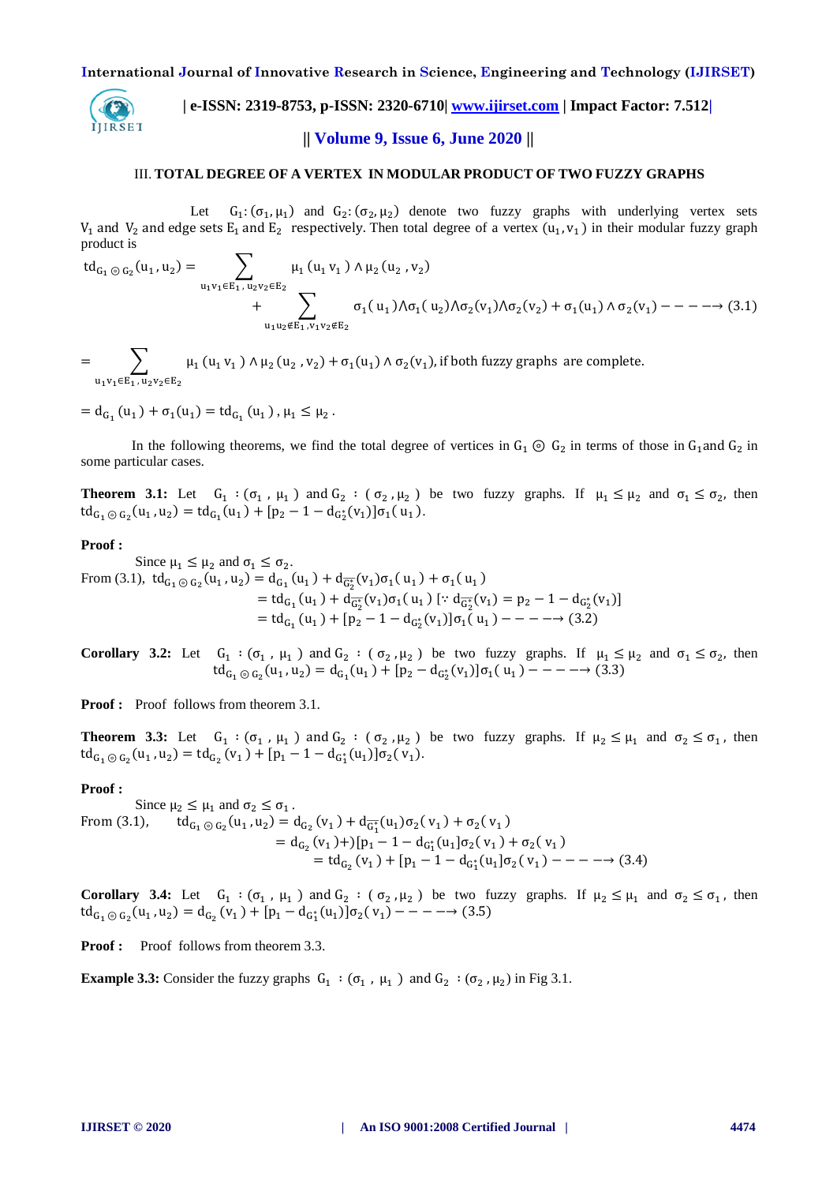### III. TOTAL DEGREE OF A VERTEX IN MODULAR PRODUCT OF TWO FUZZY GRAPHS

Let $G_1:(\sigma_1,\mu_1)$ and $G_2:(\sigma_2,\mu_2)$ denote two fuzzy graphs with underlying vertex sets $V_1$ and $V_2$ and edge sets $E_1$ and $E_2$ respectively. Then total degree of a vertex $(u_1,v_1)$ in their modular fuzzy graph product is

$$td_{G_1 \odot G_2}(u_1,u_2) = \sum_{u_1v_1\in E_1,\, u_2v_2\in E_2} \mu_1(u_1 v_1) \wedge \mu_2(u_2,v_2) + \sum_{u_1u_2\notin E_1,\, v_1v_2\notin E_2} \sigma_1(u_1)\wedge\sigma_1(u_2)\wedge\sigma_2(v_1)\wedge\sigma_2(v_2) + \sigma_1(u_1)\wedge\sigma_2(v_1) \quad ----\rightarrow (3.1)$$

$$= \sum_{u_1v_1\in E_1,\, u_2v_2\in E_2} \mu_1(u_1 v_1) \wedge \mu_2(u_2,v_2) + \sigma_1(u_1)\wedge\sigma_2(v_1), \text{ if both fuzzy graphs are complete.}$$

$$= d_{G_1}(u_1) + \sigma_1(u_1) = td_{G_1}(u_1),\ \mu_1 \leq \mu_2.$$

In the following theorems, we find the total degree of vertices in $G_1 \odot G_2$ in terms of those in $G_1$ and $G_2$ in some particular cases.

**Theorem 3.1:** Let $G_1:(\sigma_1,\mu_1)$ and $G_2:(\sigma_2,\mu_2)$ be two fuzzy graphs. If $\mu_1 \leq \mu_2$ and $\sigma_1 \leq \sigma_2$, then $td_{G_1 \odot G_2}(u_1,u_2) = td_{G_1}(u_1) + [p_2 - 1 - d_{G_2^*}(v_1)]\sigma_1(u_1)$.

**Proof :**

Since $\mu_1 \leq \mu_2$ and $\sigma_1 \leq \sigma_2$.

From (3.1), $td_{G_1 \odot G_2}(u_1,u_2) = d_{G_1}(u_1) + d_{\overline{G_2^*}}(v_1)\sigma_1(u_1) + \sigma_1(u_1)$

$= td_{G_1}(u_1) + d_{\overline{G_2^*}}(v_1)\sigma_1(u_1)$ $[\because d_{\overline{G_2^*}}(v_1) = p_2 - 1 - d_{G_2^*}(v_1)]$

$= td_{G_1}(u_1) + [p_2 - 1 - d_{G_2^*}(v_1)]\sigma_1(u_1) \quad ----\rightarrow (3.2)$

**Corollary 3.2:** Let $G_1:(\sigma_1,\mu_1)$ and $G_2:(\sigma_2,\mu_2)$ be two fuzzy graphs. If $\mu_1 \leq \mu_2$ and $\sigma_1 \leq \sigma_2$, then $td_{G_1 \odot G_2}(u_1,u_2) = d_{G_1}(u_1) + [p_2 - d_{G_2^*}(v_1)]\sigma_1(u_1) \quad ----\rightarrow (3.3)$

**Proof :** Proof follows from theorem 3.1.

**Theorem 3.3:** Let $G_1:(\sigma_1,\mu_1)$ and $G_2:(\sigma_2,\mu_2)$ be two fuzzy graphs. If $\mu_2 \leq \mu_1$ and $\sigma_2 \leq \sigma_1$, then $td_{G_1 \odot G_2}(u_1,u_2) = td_{G_2}(v_1) + [p_1 - 1 - d_{G_1^*}(u_1)]\sigma_2(v_1)$.

**Proof :**

Since $\mu_2 \leq \mu_1$ and $\sigma_2 \leq \sigma_1$.

From (3.1), $td_{G_1 \odot G_2}(u_1,u_2) = d_{G_2}(v_1) + d_{\overline{G_1^*}}(u_1)\sigma_2(v_1) + \sigma_2(v_1)$

$= d_{G_2}(v_1)+)[p_1 - 1 - d_{G_1^*}(u_1]\sigma_2(v_1) + \sigma_2(v_1)$

$= td_{G_2}(v_1) + [p_1 - 1 - d_{G_1^*}(u_1]\sigma_2(v_1) \quad ----\rightarrow (3.4)$

**Corollary 3.4:** Let $G_1:(\sigma_1,\mu_1)$ and $G_2:(\sigma_2,\mu_2)$ be two fuzzy graphs. If $\mu_2 \leq \mu_1$ and $\sigma_2 \leq \sigma_1$, then $td_{G_1 \odot G_2}(u_1,u_2) = d_{G_2}(v_1) + [p_1 - d_{G_1^*}(u_1)]\sigma_2(v_1) \quad ----\rightarrow (3.5)$

**Proof :** Proof follows from theorem 3.3.

**Example 3.3:** Consider the fuzzy graphs $G_1:(\sigma_1,\mu_1)$ and $G_2:(\sigma_2,\mu_2)$ in Fig 3.1.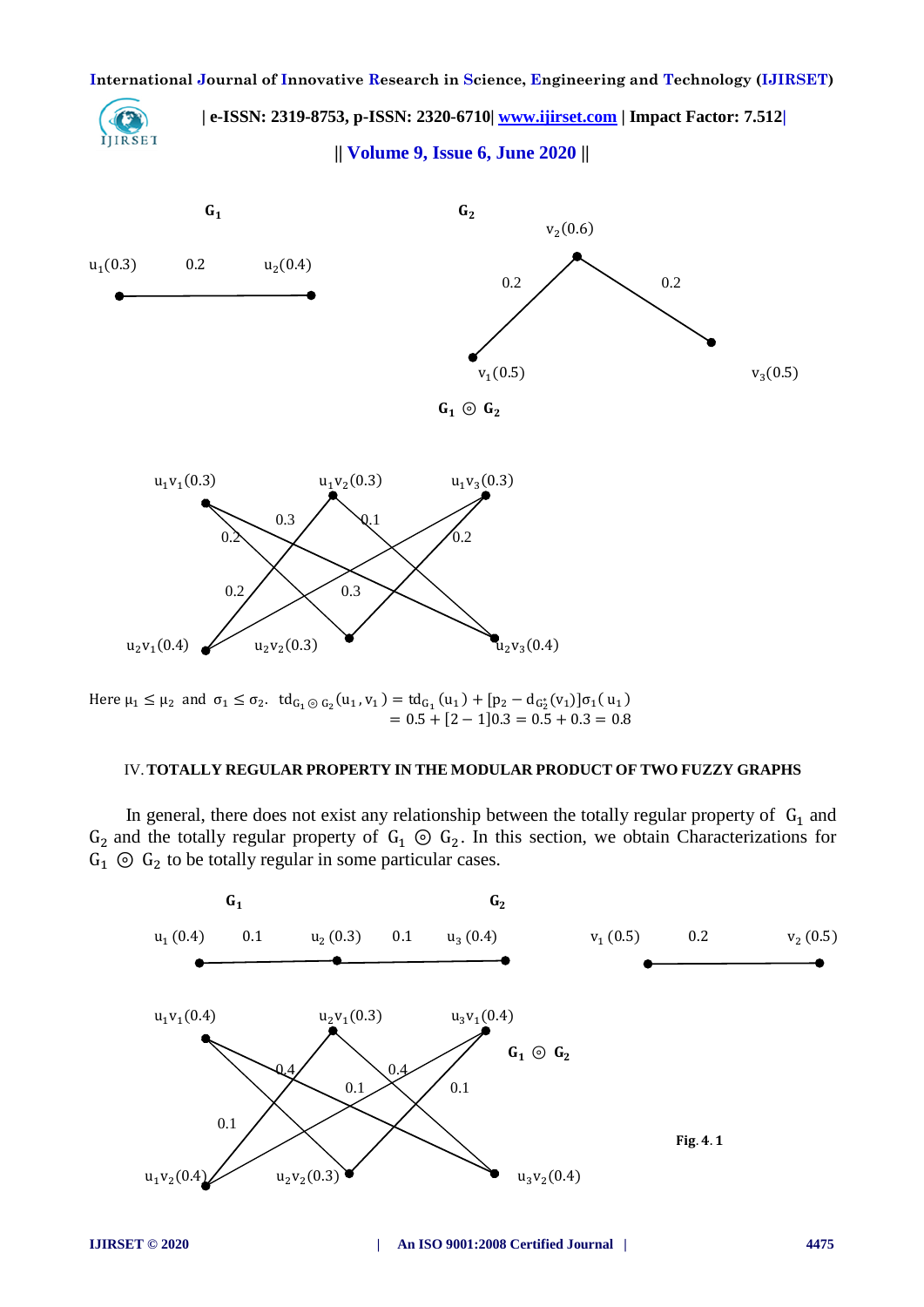$G_1$

$u_1(0.3)$ 0.2 $u_2(0.4)$

$G_2$

$v_2(0.6)$

0.2 0.2

$v_1(0.5)$ $v_3(0.5)$

$G_1 \odot G_2$

$u_1v_1(0.3)$ $u_1v_2(0.3)$ $u_1v_3(0.3)$

0.3 0.1 0.2 0.2 0.2 0.3

$u_2v_1(0.4)$ $u_2v_2(0.3)$ $u_2v_3(0.4)$

Here $\mu_1 \leq \mu_2$ and $\sigma_1 \leq \sigma_2$. $td_{G_1 \odot G_2}(u_1, v_1) = td_{G_1}(u_1) + [p_2 - d_{G_2^*}(v_1)]\sigma_1(u_1)$

$= 0.5 + [2-1]0.3 = 0.5 + 0.3 = 0.8$

## IV. TOTALLY REGULAR PROPERTY IN THE MODULAR PRODUCT OF TWO FUZZY GRAPHS

In general, there does not exist any relationship between the totally regular property of $G_1$ and $G_2$ and the totally regular property of $G_1 \odot G_2$. In this section, we obtain Characterizations for $G_1 \odot G_2$ to be totally regular in some particular cases.

$G_1$

$u_1\,(0.4)$ 0.1 $u_2\,(0.3)$ 0.1 $u_3\,(0.4)$

$G_2$

$v_1\,(0.5)$ 0.2 $v_2\,(0.5)$

$u_1v_1(0.4)$ $u_2v_1(0.3)$ $u_3v_1(0.4)$

$G_1 \odot G_2$

0.4 0.4 0.1 0.1 0.1

$u_1v_2(0.4)$ $u_2v_2(0.3)$ $u_3v_2(0.4)$

**Fig. 4. 1**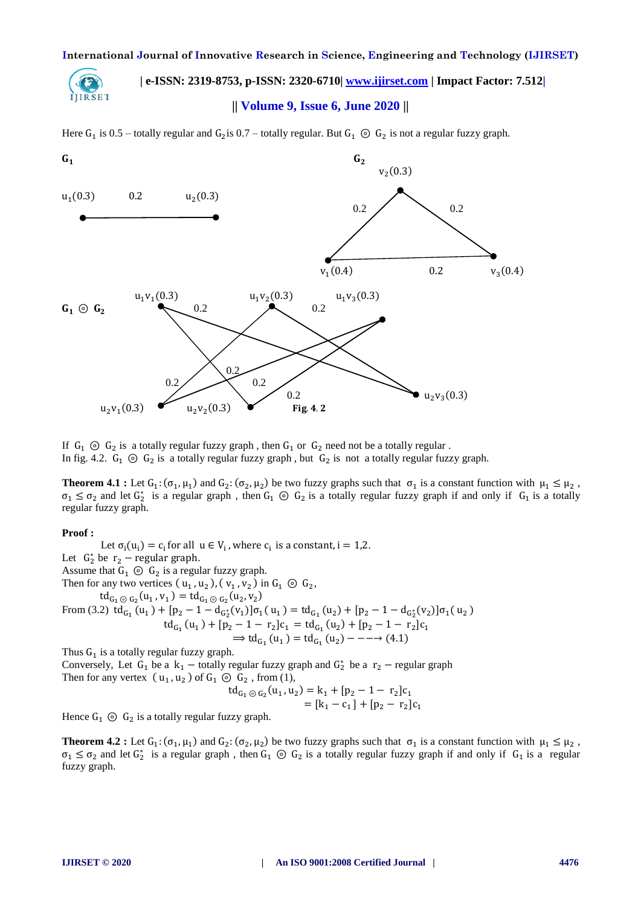Here $G_1$ is 0.5 – totally regular and $G_2$ is 0.7 – totally regular. But $G_1 \circledcirc G_2$ is not a regular fuzzy graph.

$G_1$

$u_1(0.3)$ 0.2 $u_2(0.3)$

$G_2$

$v_2(0.3)$

0.2 0.2

$v_1(0.4)$ 0.2 $v_3(0.4)$

$G_1 \circledcirc G_2$

$u_1v_1(0.3)$ 0.2 $u_1v_2(0.3)$ 0.2 $u_1v_3(0.3)$

0.2 0.2 0.2 0.2

$u_2v_1(0.3)$ $u_2v_2(0.3)$ $u_2v_3(0.3)$

Fig. 4. 2

If $G_1 \circledcirc G_2$ is a totally regular fuzzy graph , then $G_1$ or $G_2$ need not be a totally regular .
In fig. 4.2. $G_1 \circledcirc G_2$ is a totally regular fuzzy graph , but $G_2$ is not a totally regular fuzzy graph.

**Theorem 4.1 :** Let $G_1:(\sigma_1, \mu_1)$ and $G_2:(\sigma_2, \mu_2)$ be two fuzzy graphs such that $\sigma_1$ is a constant function with $\mu_1 \leq \mu_2$ , $\sigma_1 \leq \sigma_2$ and let $G_2^*$ is a regular graph , then $G_1 \circledcirc G_2$ is a totally regular fuzzy graph if and only if $G_1$ is a totally regular fuzzy graph.

**Proof :**

Let $\sigma_i(u_i) = c_i$ for all $u \in V_i$ , where $c_i$ is a constant, $i = 1,2$.
Let $G_2^*$ be $r_2$ – regular graph.
Assume that $G_1 \circledcirc G_2$ is a regular fuzzy graph.
Then for any two vertices $(u_1, u_2), (v_1, v_2)$ in $G_1 \circledcirc G_2$,

$$td_{G_1 \circledcirc G_2}(u_1, v_1) = td_{G_1 \circledcirc G_2}(u_2, v_2)$$

From (3.2) $td_{G_1}(u_1) + [p_2 - 1 - d_{G_2^*}(v_1)]\sigma_1(u_1) = td_{G_1}(u_2) + [p_2 - 1 - d_{G_2^*}(v_2)]\sigma_1(u_2)$

$$td_{G_1}(u_1) + [p_2 - 1 - r_2]c_1 = td_{G_1}(u_2) + [p_2 - 1 - r_2]c_1$$

$$\Longrightarrow td_{G_1}(u_1) = td_{G_1}(u_2) \quad ---\rightarrow (4.1)$$

Thus $G_1$ is a totally regular fuzzy graph.
Conversely, Let $G_1$ be a $k_1$ – totally regular fuzzy graph and $G_2^*$ be a $r_2$ – regular graph
Then for any vertex $(u_1, u_2)$ of $G_1 \circledcirc G_2$ , from (1),

$$td_{G_1 \circledcirc G_2}(u_1, u_2) = k_1 + [p_2 - 1 - r_2]c_1$$
$$= [k_1 - c_1] + [p_2 - r_2]c_1$$

Hence $G_1 \circledcirc G_2$ is a totally regular fuzzy graph.

**Theorem 4.2 :** Let $G_1:(\sigma_1, \mu_1)$ and $G_2:(\sigma_2, \mu_2)$ be two fuzzy graphs such that $\sigma_1$ is a constant function with $\mu_1 \leq \mu_2$ , $\sigma_1 \leq \sigma_2$ and let $G_2^*$ is a regular graph , then $G_1 \circledcirc G_2$ is a totally regular fuzzy graph if and only if $G_1$ is a regular fuzzy graph.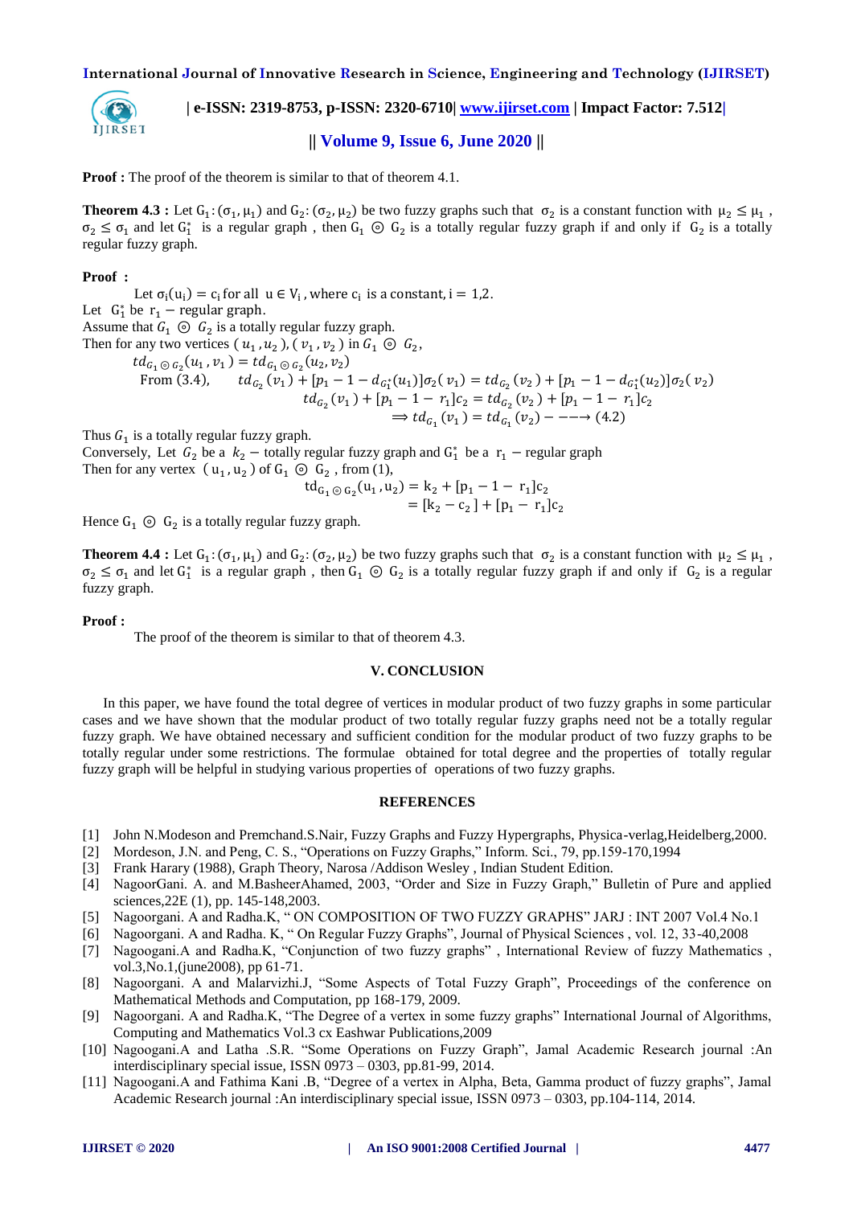**Proof :** The proof of the theorem is similar to that of theorem 4.1.

**Theorem 4.3 :** Let $G_1 : (\sigma_1, \mu_1)$ and $G_2 : (\sigma_2, \mu_2)$ be two fuzzy graphs such that $\sigma_2$ is a constant function with $\mu_2 \leq \mu_1$ , $\sigma_2 \leq \sigma_1$ and let $G_1^*$ is a regular graph , then $G_1 \circledcirc G_2$ is a totally regular fuzzy graph if and only if $G_2$ is a totally regular fuzzy graph.

**Proof :**

Let $\sigma_i(u_i) = c_i$ for all $u \in V_i$ , where $c_i$ is a constant, $i = 1,2$.
Let $G_1^*$ be $r_1 -$ regular graph.
Assume that $G_1 \circledcirc G_2$ is a totally regular fuzzy graph.
Then for any two vertices $(u_1, u_2), (v_1, v_2)$ in $G_1 \circledcirc G_2$,

$$td_{G_1 \circledcirc G_2}(u_1, v_1) = td_{G_1 \circledcirc G_2}(u_2, v_2)$$

From (3.4),

$$td_{G_2}(v_1) + [p_1 - 1 - d_{G_1^*}(u_1)]\sigma_2(v_1) = td_{G_2}(v_2) + [p_1 - 1 - d_{G_1^*}(u_2)]\sigma_2(v_2)$$

$$td_{G_2}(v_1) + [p_1 - 1 - r_1]c_2 = td_{G_2}(v_2) + [p_1 - 1 - r_1]c_2$$

$$\Longrightarrow td_{G_1}(v_1) = td_{G_1}(v_2) \text{ - - -} \rightarrow (4.2)$$

Thus $G_1$ is a totally regular fuzzy graph.
Conversely, Let $G_2$ be a $k_2 -$ totally regular fuzzy graph and $G_1^*$ be a $r_1 -$ regular graph
Then for any vertex $(u_1, u_2)$ of $G_1 \circledcirc G_2$ , from (1),

$$td_{G_1 \circledcirc G_2}(u_1, u_2) = k_2 + [p_1 - 1 - r_1]c_2$$
$$= [k_2 - c_2] + [p_1 - r_1]c_2$$

Hence $G_1 \circledcirc G_2$ is a totally regular fuzzy graph.

**Theorem 4.4 :** Let $G_1 : (\sigma_1, \mu_1)$ and $G_2 : (\sigma_2, \mu_2)$ be two fuzzy graphs such that $\sigma_2$ is a constant function with $\mu_2 \leq \mu_1$ , $\sigma_2 \leq \sigma_1$ and let $G_1^*$ is a regular graph , then $G_1 \circledcirc G_2$ is a totally regular fuzzy graph if and only if $G_2$ is a regular fuzzy graph.

**Proof :**

The proof of the theorem is similar to that of theorem 4.3.

## V. CONCLUSION

In this paper, we have found the total degree of vertices in modular product of two fuzzy graphs in some particular cases and we have shown that the modular product of two totally regular fuzzy graphs need not be a totally regular fuzzy graph. We have obtained necessary and sufficient condition for the modular product of two fuzzy graphs to be totally regular under some restrictions. The formulae obtained for total degree and the properties of totally regular fuzzy graph will be helpful in studying various properties of operations of two fuzzy graphs.

## REFERENCES

[1] John N.Modeson and Premchand.S.Nair, Fuzzy Graphs and Fuzzy Hypergraphs, Physica-verlag,Heidelberg,2000.
[2] Mordeson, J.N. and Peng, C. S., "Operations on Fuzzy Graphs," Inform. Sci., 79, pp.159-170,1994
[3] Frank Harary (1988), Graph Theory, Narosa /Addison Wesley , Indian Student Edition.
[4] NagoorGani. A. and M.BasheerAhamed, 2003, "Order and Size in Fuzzy Graph," Bulletin of Pure and applied sciences,22E (1), pp. 145-148,2003.
[5] Nagoorgani. A and Radha.K, " ON COMPOSITION OF TWO FUZZY GRAPHS" JARJ : INT 2007 Vol.4 No.1
[6] Nagoorgani. A and Radha. K, " On Regular Fuzzy Graphs", Journal of Physical Sciences , vol. 12, 33-40,2008
[7] Nagoogani.A and Radha.K, "Conjunction of two fuzzy graphs" , International Review of fuzzy Mathematics , vol.3,No.1,(june2008), pp 61-71.
[8] Nagoorgani. A and Malarvizhi.J, "Some Aspects of Total Fuzzy Graph", Proceedings of the conference on Mathematical Methods and Computation, pp 168-179, 2009.
[9] Nagoorgani. A and Radha.K, "The Degree of a vertex in some fuzzy graphs" International Journal of Algorithms, Computing and Mathematics Vol.3 cx Eashwar Publications,2009
[10] Nagoogani.A and Latha .S.R. "Some Operations on Fuzzy Graph", Jamal Academic Research journal :An interdisciplinary special issue, ISSN 0973 – 0303, pp.81-99, 2014.
[11] Nagoogani.A and Fathima Kani .B, "Degree of a vertex in Alpha, Beta, Gamma product of fuzzy graphs", Jamal Academic Research journal :An interdisciplinary special issue, ISSN 0973 – 0303, pp.104-114, 2014.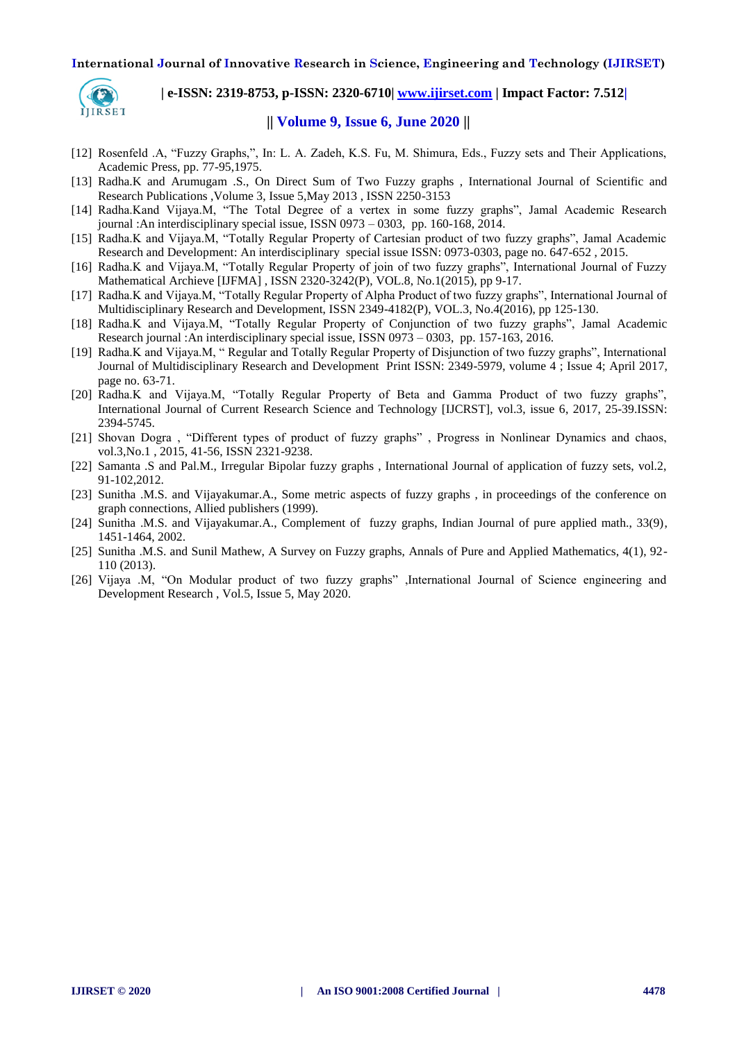[12] Rosenfeld .A, "Fuzzy Graphs,", In: L. A. Zadeh, K.S. Fu, M. Shimura, Eds., Fuzzy sets and Their Applications, Academic Press, pp. 77-95,1975.

[13] Radha.K and Arumugam .S., On Direct Sum of Two Fuzzy graphs , International Journal of Scientific and Research Publications ,Volume 3, Issue 5,May 2013 , ISSN 2250-3153

[14] Radha.Kand Vijaya.M, "The Total Degree of a vertex in some fuzzy graphs", Jamal Academic Research journal :An interdisciplinary special issue, ISSN 0973 – 0303, pp. 160-168, 2014.

[15] Radha.K and Vijaya.M, "Totally Regular Property of Cartesian product of two fuzzy graphs", Jamal Academic Research and Development: An interdisciplinary special issue ISSN: 0973-0303, page no. 647-652 , 2015.

[16] Radha.K and Vijaya.M, "Totally Regular Property of join of two fuzzy graphs", International Journal of Fuzzy Mathematical Archieve [IJFMA] , ISSN 2320-3242(P), VOL.8, No.1(2015), pp 9-17.

[17] Radha.K and Vijaya.M, "Totally Regular Property of Alpha Product of two fuzzy graphs", International Journal of Multidisciplinary Research and Development, ISSN 2349-4182(P), VOL.3, No.4(2016), pp 125-130.

[18] Radha.K and Vijaya.M, "Totally Regular Property of Conjunction of two fuzzy graphs", Jamal Academic Research journal :An interdisciplinary special issue, ISSN 0973 – 0303, pp. 157-163, 2016.

[19] Radha.K and Vijaya.M, " Regular and Totally Regular Property of Disjunction of two fuzzy graphs", International Journal of Multidisciplinary Research and Development Print ISSN: 2349-5979, volume 4 ; Issue 4; April 2017, page no. 63-71.

[20] Radha.K and Vijaya.M, "Totally Regular Property of Beta and Gamma Product of two fuzzy graphs", International Journal of Current Research Science and Technology [IJCRST], vol.3, issue 6, 2017, 25-39.ISSN: 2394-5745.

[21] Shovan Dogra , "Different types of product of fuzzy graphs" , Progress in Nonlinear Dynamics and chaos, vol.3,No.1 , 2015, 41-56, ISSN 2321-9238.

[22] Samanta .S and Pal.M., Irregular Bipolar fuzzy graphs , International Journal of application of fuzzy sets, vol.2, 91-102,2012.

[23] Sunitha .M.S. and Vijayakumar.A., Some metric aspects of fuzzy graphs , in proceedings of the conference on graph connections, Allied publishers (1999).

[24] Sunitha .M.S. and Vijayakumar.A., Complement of fuzzy graphs, Indian Journal of pure applied math., 33(9), 1451-1464, 2002.

[25] Sunitha .M.S. and Sunil Mathew, A Survey on Fuzzy graphs, Annals of Pure and Applied Mathematics, 4(1), 92-110 (2013).

[26] Vijaya .M, "On Modular product of two fuzzy graphs" ,International Journal of Science engineering and Development Research , Vol.5, Issue 5, May 2020.